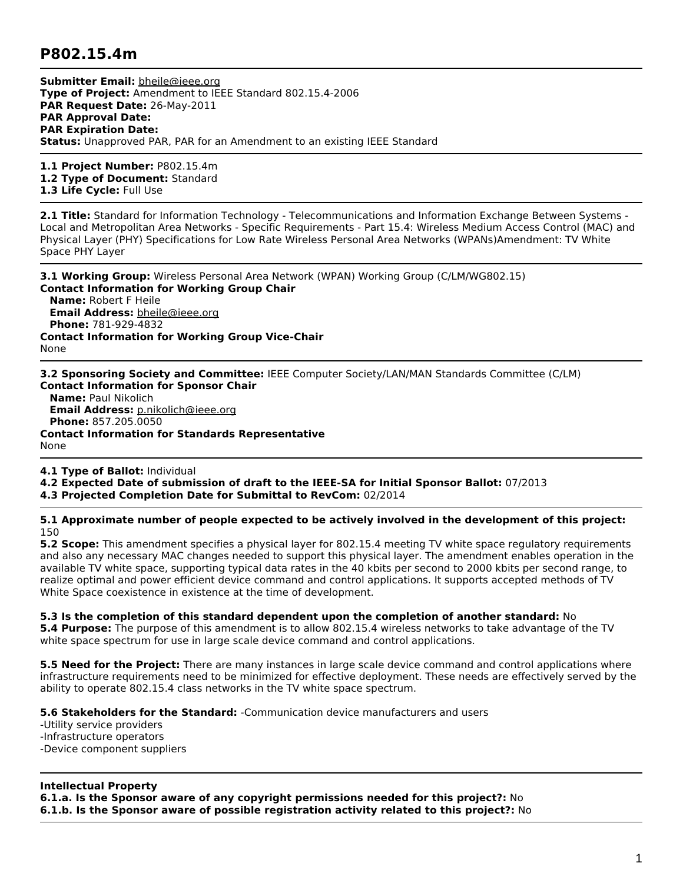# P802.15.4m

**Submitter Email:** bheile@ieee.org
**Type of Project:** Amendment to IEEE Standard 802.15.4-2006
**PAR Request Date:** 26-May-2011
**PAR Approval Date:**
**PAR Expiration Date:**
**Status:** Unapproved PAR, PAR for an Amendment to an existing IEEE Standard

---

**1.1 Project Number:** P802.15.4m
**1.2 Type of Document:** Standard
**1.3 Life Cycle:** Full Use

---

**2.1 Title:** Standard for Information Technology - Telecommunications and Information Exchange Between Systems - Local and Metropolitan Area Networks - Specific Requirements - Part 15.4: Wireless Medium Access Control (MAC) and Physical Layer (PHY) Specifications for Low Rate Wireless Personal Area Networks (WPANs)Amendment: TV White Space PHY Layer

---

**3.1 Working Group:** Wireless Personal Area Network (WPAN) Working Group (C/LM/WG802.15)
**Contact Information for Working Group Chair**
  **Name:** Robert F Heile
  **Email Address:** bheile@ieee.org
  **Phone:** 781-929-4832
**Contact Information for Working Group Vice-Chair**
None

---

**3.2 Sponsoring Society and Committee:** IEEE Computer Society/LAN/MAN Standards Committee (C/LM)
**Contact Information for Sponsor Chair**
  **Name:** Paul Nikolich
  **Email Address:** p.nikolich@ieee.org
  **Phone:** 857.205.0050
**Contact Information for Standards Representative**
None

---

**4.1 Type of Ballot:** Individual
**4.2 Expected Date of submission of draft to the IEEE-SA for Initial Sponsor Ballot:** 07/2013
**4.3 Projected Completion Date for Submittal to RevCom:** 02/2014

---

**5.1 Approximate number of people expected to be actively involved in the development of this project:** 150
**5.2 Scope:** This amendment specifies a physical layer for 802.15.4 meeting TV white space regulatory requirements and also any necessary MAC changes needed to support this physical layer. The amendment enables operation in the available TV white space, supporting typical data rates in the 40 kbits per second to 2000 kbits per second range, to realize optimal and power efficient device command and control applications. It supports accepted methods of TV White Space coexistence in existence at the time of development.

**5.3 Is the completion of this standard dependent upon the completion of another standard:** No
**5.4 Purpose:** The purpose of this amendment is to allow 802.15.4 wireless networks to take advantage of the TV white space spectrum for use in large scale device command and control applications.

**5.5 Need for the Project:** There are many instances in large scale device command and control applications where infrastructure requirements need to be minimized for effective deployment. These needs are effectively served by the ability to operate 802.15.4 class networks in the TV white space spectrum.

**5.6 Stakeholders for the Standard:** -Communication device manufacturers and users
-Utility service providers
-Infrastructure operators
-Device component suppliers

---

**Intellectual Property**
**6.1.a. Is the Sponsor aware of any copyright permissions needed for this project?:** No
**6.1.b. Is the Sponsor aware of possible registration activity related to this project?:** No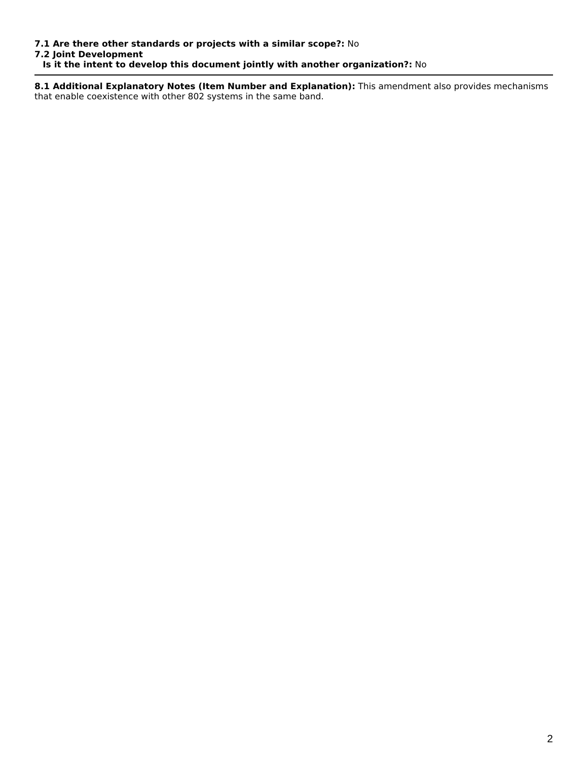**7.1 Are there other standards or projects with a similar scope?:** No

**7.2 Joint Development**

**Is it the intent to develop this document jointly with another organization?:** No

---

**8.1 Additional Explanatory Notes (Item Number and Explanation):** This amendment also provides mechanisms that enable coexistence with other 802 systems in the same band.